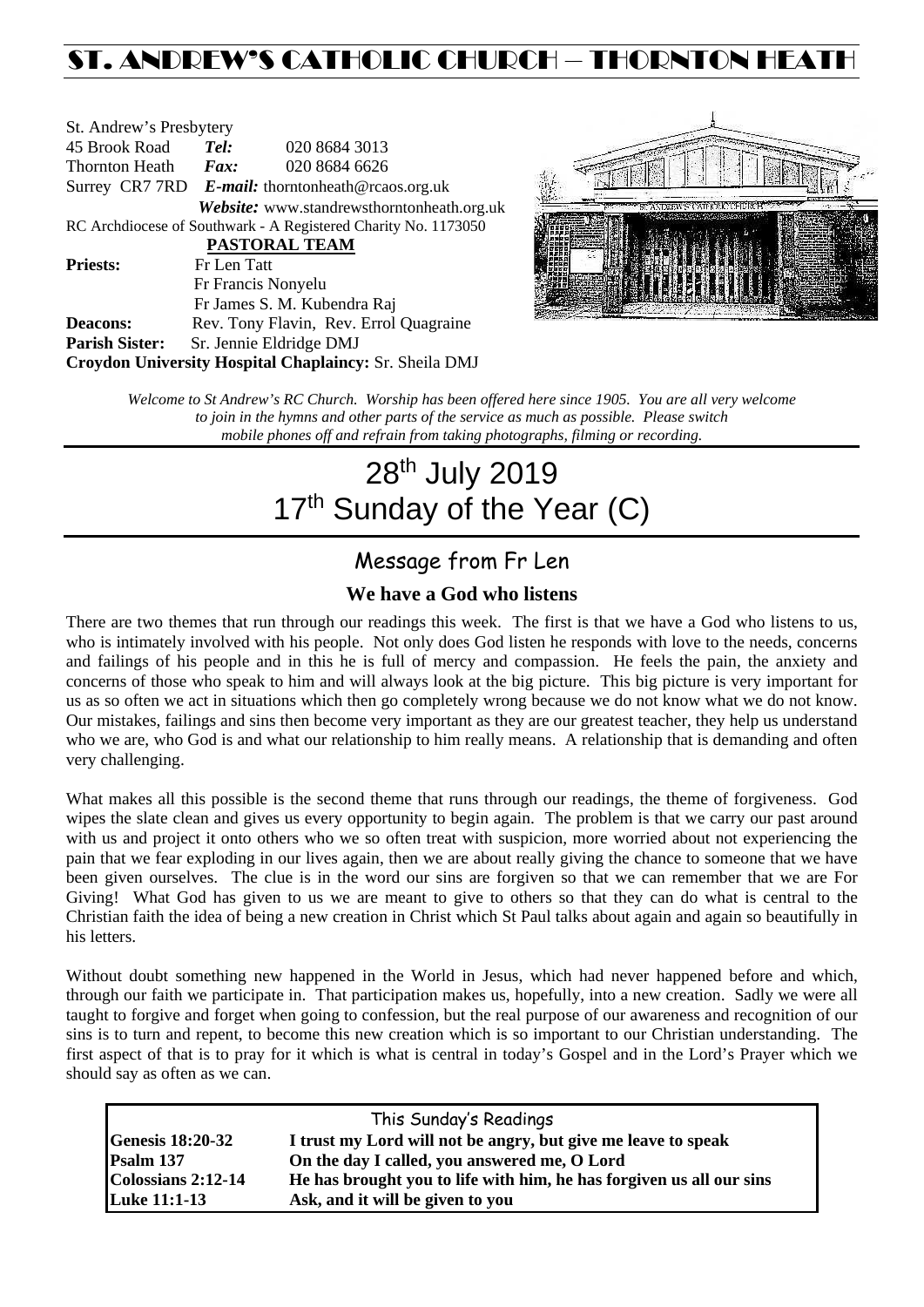# ST. ANDREW'S CATHOLIC CHURCH – THORNTON HEATH

St. Andrew's Presbytery
45 Brook Road **Tel:** 020 8684 3013
Thornton Heath **Fax:** 020 8684 6626
Surrey CR7 7RD **E-mail:** thorntonheath@rcaos.org.uk
**Website:** www.standrewsthorntonheath.org.uk
RC Archdiocese of Southwark - A Registered Charity No. 1173050

**PASTORAL TEAM**

**Priests:** Fr Len Tatt
Fr Francis Nonyelu
Fr James S. M. Kubendra Raj
**Deacons:** Rev. Tony Flavin, Rev. Errol Quagraine
**Parish Sister:** Sr. Jennie Eldridge DMJ
**Croydon University Hospital Chaplaincy:** Sr. Sheila DMJ

*Welcome to St Andrew's RC Church. Worship has been offered here since 1905. You are all very welcome to join in the hymns and other parts of the service as much as possible. Please switch mobile phones off and refrain from taking photographs, filming or recording.*

# 28th July 2019
# 17th Sunday of the Year (C)

## Message from Fr Len

### We have a God who listens

There are two themes that run through our readings this week. The first is that we have a God who listens to us, who is intimately involved with his people. Not only does God listen he responds with love to the needs, concerns and failings of his people and in this he is full of mercy and compassion. He feels the pain, the anxiety and concerns of those who speak to him and will always look at the big picture. This big picture is very important for us as so often we act in situations which then go completely wrong because we do not know what we do not know. Our mistakes, failings and sins then become very important as they are our greatest teacher, they help us understand who we are, who God is and what our relationship to him really means. A relationship that is demanding and often very challenging.

What makes all this possible is the second theme that runs through our readings, the theme of forgiveness. God wipes the slate clean and gives us every opportunity to begin again. The problem is that we carry our past around with us and project it onto others who we so often treat with suspicion, more worried about not experiencing the pain that we fear exploding in our lives again, then we are about really giving the chance to someone that we have been given ourselves. The clue is in the word our sins are forgiven so that we can remember that we are For Giving! What God has given to us we are meant to give to others so that they can do what is central to the Christian faith the idea of being a new creation in Christ which St Paul talks about again and again so beautifully in his letters.

Without doubt something new happened in the World in Jesus, which had never happened before and which, through our faith we participate in. That participation makes us, hopefully, into a new creation. Sadly we were all taught to forgive and forget when going to confession, but the real purpose of our awareness and recognition of our sins is to turn and repent, to become this new creation which is so important to our Christian understanding. The first aspect of that is to pray for it which is what is central in today's Gospel and in the Lord's Prayer which we should say as often as we can.

| This Sunday's Readings | |
|---|---|
| **Genesis 18:20-32** | **I trust my Lord will not be angry, but give me leave to speak** |
| **Psalm 137** | **On the day I called, you answered me, O Lord** |
| **Colossians 2:12-14** | **He has brought you to life with him, he has forgiven us all our sins** |
| **Luke 11:1-13** | **Ask, and it will be given to you** |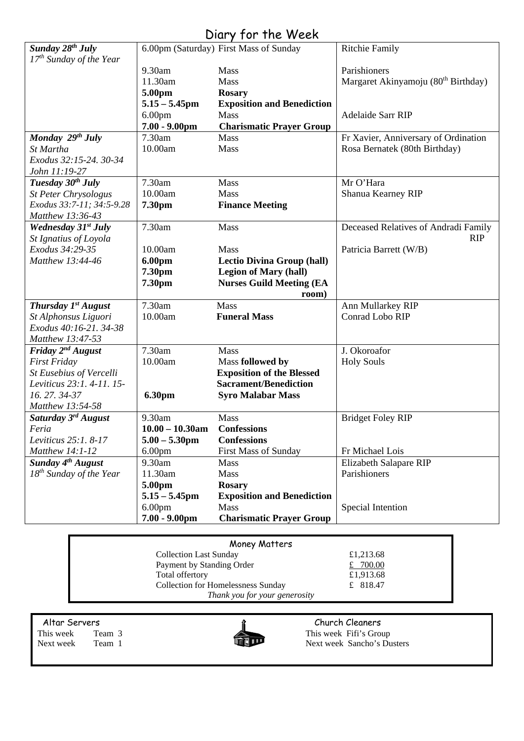# Diary for the Week

| Day | Time | Event | Intention |
|---|---|---|---|
| ***Sunday 28th July*** *17th Sunday of the Year* | 6.00pm (Saturday) | First Mass of Sunday | Ritchie Family |
| | 9.30am | Mass | Parishioners |
| | 11.30am | Mass | Margaret Akinyamoju (80th Birthday) |
| | **5.00pm** | **Rosary** | |
| | **5.15 – 5.45pm** | **Exposition and Benediction** | |
| | 6.00pm | Mass | Adelaide Sarr RIP |
| | **7.00 - 9.00pm** | **Charismatic Prayer Group** | |
| ***Monday 29th July*** *St Martha* *Exodus 32:15-24. 30-34* *John 11:19-27* | 7.30am | Mass | Fr Xavier, Anniversary of Ordination |
| | 10.00am | Mass | Rosa Bernatek (80th Birthday) |
| ***Tuesday 30th July*** *St Peter Chrysologus* *Exodus 33:7-11; 34:5-9.28* *Matthew 13:36-43* | 7.30am | Mass | Mr O'Hara |
| | 10.00am | Mass | Shanua Kearney RIP |
| | **7.30pm** | **Finance Meeting** | |
| ***Wednesday 31st July*** *St Ignatius of Loyola* *Exodus 34:29-35* *Matthew 13:44-46* | 7.30am | Mass | Deceased Relatives of Andradi Family RIP |
| | 10.00am | Mass | Patricia Barrett (W/B) |
| | **6.00pm** | **Lectio Divina Group (hall)** | |
| | **7.30pm** | **Legion of Mary (hall)** | |
| | **7.30pm** | **Nurses Guild Meeting (EA room)** | |
| ***Thursday 1st August*** *St Alphonsus Liguori* *Exodus 40:16-21. 34-38* *Matthew 13:47-53* | 7.30am | Mass | Ann Mullarkey RIP |
| | 10.00am | **Funeral Mass** | Conrad Lobo RIP |
| ***Friday 2nd August*** *First Friday* *St Eusebius of Vercelli* *Leviticus 23:1. 4-11. 15-16. 27. 34-37* *Matthew 13:54-58* | 7.30am | Mass | J. Okoroafor |
| | 10.00am | Mass **followed by Exposition of the Blessed Sacrament/Benediction** | Holy Souls |
| | **6.30pm** | **Syro Malabar Mass** | |
| ***Saturday 3rd August*** *Feria* *Leviticus 25:1. 8-17* *Matthew 14:1-12* | 9.30am | Mass | Bridget Foley RIP |
| | **10.00 – 10.30am** | **Confessions** | |
| | **5.00 – 5.30pm** | **Confessions** | |
| | 6.00pm | First Mass of Sunday | Fr Michael Lois |
| ***Sunday 4th August*** *18th Sunday of the Year* | 9.30am | Mass | Elizabeth Salapare RIP |
| | 11.30am | Mass | Parishioners |
| | **5.00pm** | **Rosary** | |
| | **5.15 – 5.45pm** | **Exposition and Benediction** | |
| | 6.00pm | Mass | Special Intention |
| | **7.00 - 9.00pm** | **Charismatic Prayer Group** | |

## Money Matters

| | |
|---|---|
| Collection Last Sunday | £1,213.68 |
| Payment by Standing Order | £ 700.00 |
| Total offertory | £1,913.68 |
| Collection for Homelessness Sunday | £ 818.47 |

*Thank you for your generosity*

**Altar Servers**

This week Team 3

Next week Team 1

**Church Cleaners**

This week Fifi's Group

Next week Sancho's Dusters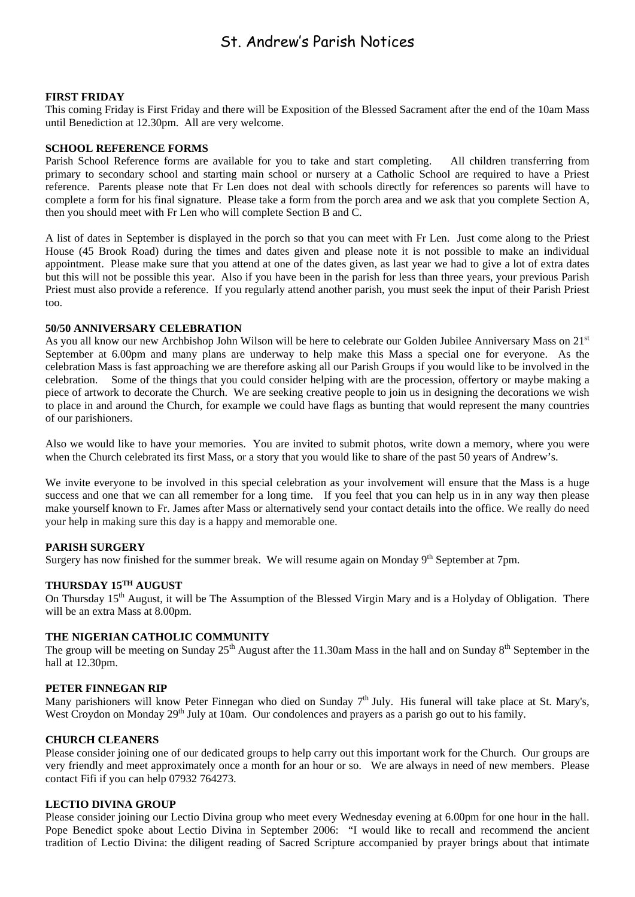# St. Andrew's Parish Notices

**FIRST FRIDAY**

This coming Friday is First Friday and there will be Exposition of the Blessed Sacrament after the end of the 10am Mass until Benediction at 12.30pm. All are very welcome.

**SCHOOL REFERENCE FORMS**

Parish School Reference forms are available for you to take and start completing. All children transferring from primary to secondary school and starting main school or nursery at a Catholic School are required to have a Priest reference. Parents please note that Fr Len does not deal with schools directly for references so parents will have to complete a form for his final signature. Please take a form from the porch area and we ask that you complete Section A, then you should meet with Fr Len who will complete Section B and C.

A list of dates in September is displayed in the porch so that you can meet with Fr Len. Just come along to the Priest House (45 Brook Road) during the times and dates given and please note it is not possible to make an individual appointment. Please make sure that you attend at one of the dates given, as last year we had to give a lot of extra dates but this will not be possible this year. Also if you have been in the parish for less than three years, your previous Parish Priest must also provide a reference. If you regularly attend another parish, you must seek the input of their Parish Priest too.

**50/50 ANNIVERSARY CELEBRATION**

As you all know our new Archbishop John Wilson will be here to celebrate our Golden Jubilee Anniversary Mass on 21st September at 6.00pm and many plans are underway to help make this Mass a special one for everyone. As the celebration Mass is fast approaching we are therefore asking all our Parish Groups if you would like to be involved in the celebration. Some of the things that you could consider helping with are the procession, offertory or maybe making a piece of artwork to decorate the Church. We are seeking creative people to join us in designing the decorations we wish to place in and around the Church, for example we could have flags as bunting that would represent the many countries of our parishioners.

Also we would like to have your memories. You are invited to submit photos, write down a memory, where you were when the Church celebrated its first Mass, or a story that you would like to share of the past 50 years of Andrew's.

We invite everyone to be involved in this special celebration as your involvement will ensure that the Mass is a huge success and one that we can all remember for a long time. If you feel that you can help us in in any way then please make yourself known to Fr. James after Mass or alternatively send your contact details into the office. We really do need your help in making sure this day is a happy and memorable one.

**PARISH SURGERY**

Surgery has now finished for the summer break. We will resume again on Monday 9th September at 7pm.

**THURSDAY 15TH AUGUST**

On Thursday 15th August, it will be The Assumption of the Blessed Virgin Mary and is a Holyday of Obligation. There will be an extra Mass at 8.00pm.

**THE NIGERIAN CATHOLIC COMMUNITY**

The group will be meeting on Sunday 25th August after the 11.30am Mass in the hall and on Sunday 8th September in the hall at 12.30pm.

**PETER FINNEGAN RIP**

Many parishioners will know Peter Finnegan who died on Sunday 7th July. His funeral will take place at St. Mary's, West Croydon on Monday 29th July at 10am. Our condolences and prayers as a parish go out to his family.

**CHURCH CLEANERS**

Please consider joining one of our dedicated groups to help carry out this important work for the Church. Our groups are very friendly and meet approximately once a month for an hour or so. We are always in need of new members. Please contact Fifi if you can help 07932 764273.

**LECTIO DIVINA GROUP**

Please consider joining our Lectio Divina group who meet every Wednesday evening at 6.00pm for one hour in the hall. Pope Benedict spoke about Lectio Divina in September 2006: "I would like to recall and recommend the ancient tradition of Lectio Divina: the diligent reading of Sacred Scripture accompanied by prayer brings about that intimate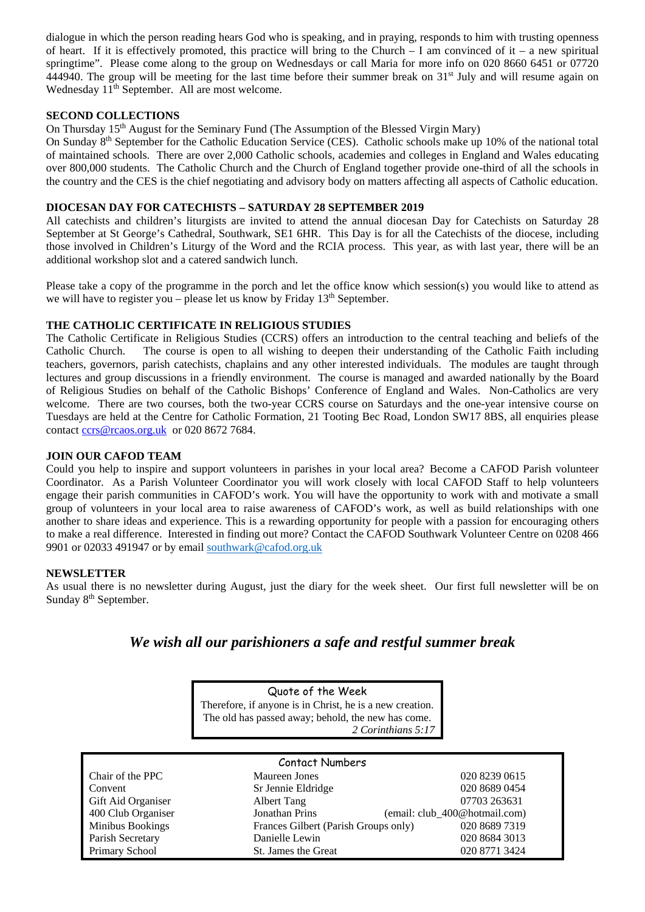dialogue in which the person reading hears God who is speaking, and in praying, responds to him with trusting openness of heart. If it is effectively promoted, this practice will bring to the Church – I am convinced of it – a new spiritual springtime". Please come along to the group on Wednesdays or call Maria for more info on 020 8660 6451 or 07720 444940. The group will be meeting for the last time before their summer break on 31st July and will resume again on Wednesday 11th September. All are most welcome.

**SECOND COLLECTIONS**

On Thursday 15th August for the Seminary Fund (The Assumption of the Blessed Virgin Mary)

On Sunday 8th September for the Catholic Education Service (CES). Catholic schools make up 10% of the national total of maintained schools. There are over 2,000 Catholic schools, academies and colleges in England and Wales educating over 800,000 students. The Catholic Church and the Church of England together provide one-third of all the schools in the country and the CES is the chief negotiating and advisory body on matters affecting all aspects of Catholic education.

**DIOCESAN DAY FOR CATECHISTS – SATURDAY 28 SEPTEMBER 2019**

All catechists and children's liturgists are invited to attend the annual diocesan Day for Catechists on Saturday 28 September at St George's Cathedral, Southwark, SE1 6HR. This Day is for all the Catechists of the diocese, including those involved in Children's Liturgy of the Word and the RCIA process. This year, as with last year, there will be an additional workshop slot and a catered sandwich lunch.

Please take a copy of the programme in the porch and let the office know which session(s) you would like to attend as we will have to register you – please let us know by Friday 13th September.

**THE CATHOLIC CERTIFICATE IN RELIGIOUS STUDIES**

The Catholic Certificate in Religious Studies (CCRS) offers an introduction to the central teaching and beliefs of the Catholic Church. The course is open to all wishing to deepen their understanding of the Catholic Faith including teachers, governors, parish catechists, chaplains and any other interested individuals. The modules are taught through lectures and group discussions in a friendly environment. The course is managed and awarded nationally by the Board of Religious Studies on behalf of the Catholic Bishops' Conference of England and Wales. Non-Catholics are very welcome. There are two courses, both the two-year CCRS course on Saturdays and the one-year intensive course on Tuesdays are held at the Centre for Catholic Formation, 21 Tooting Bec Road, London SW17 8BS, all enquiries please contact ccrs@rcaos.org.uk or 020 8672 7684.

**JOIN OUR CAFOD TEAM**

Could you help to inspire and support volunteers in parishes in your local area? Become a CAFOD Parish volunteer Coordinator. As a Parish Volunteer Coordinator you will work closely with local CAFOD Staff to help volunteers engage their parish communities in CAFOD's work. You will have the opportunity to work with and motivate a small group of volunteers in your local area to raise awareness of CAFOD's work, as well as build relationships with one another to share ideas and experience. This is a rewarding opportunity for people with a passion for encouraging others to make a real difference. Interested in finding out more? Contact the CAFOD Southwark Volunteer Centre on 0208 466 9901 or 02033 491947 or by email southwark@cafod.org.uk

**NEWSLETTER**

As usual there is no newsletter during August, just the diary for the week sheet. Our first full newsletter will be on Sunday 8th September.

***We wish all our parishioners a safe and restful summer break***

Quote of the Week

Therefore, if anyone is in Christ, he is a new creation.
The old has passed away; behold, the new has come.
*2 Corinthians 5:17*

Contact Numbers

| | | |
|---|---|---|
| Chair of the PPC | Maureen Jones | 020 8239 0615 |
| Convent | Sr Jennie Eldridge | 020 8689 0454 |
| Gift Aid Organiser | Albert Tang | 07703 263631 |
| 400 Club Organiser | Jonathan Prins | (email: club_400@hotmail.com) |
| Minibus Bookings | Frances Gilbert (Parish Groups only) | 020 8689 7319 |
| Parish Secretary | Danielle Lewin | 020 8684 3013 |
| Primary School | St. James the Great | 020 8771 3424 |